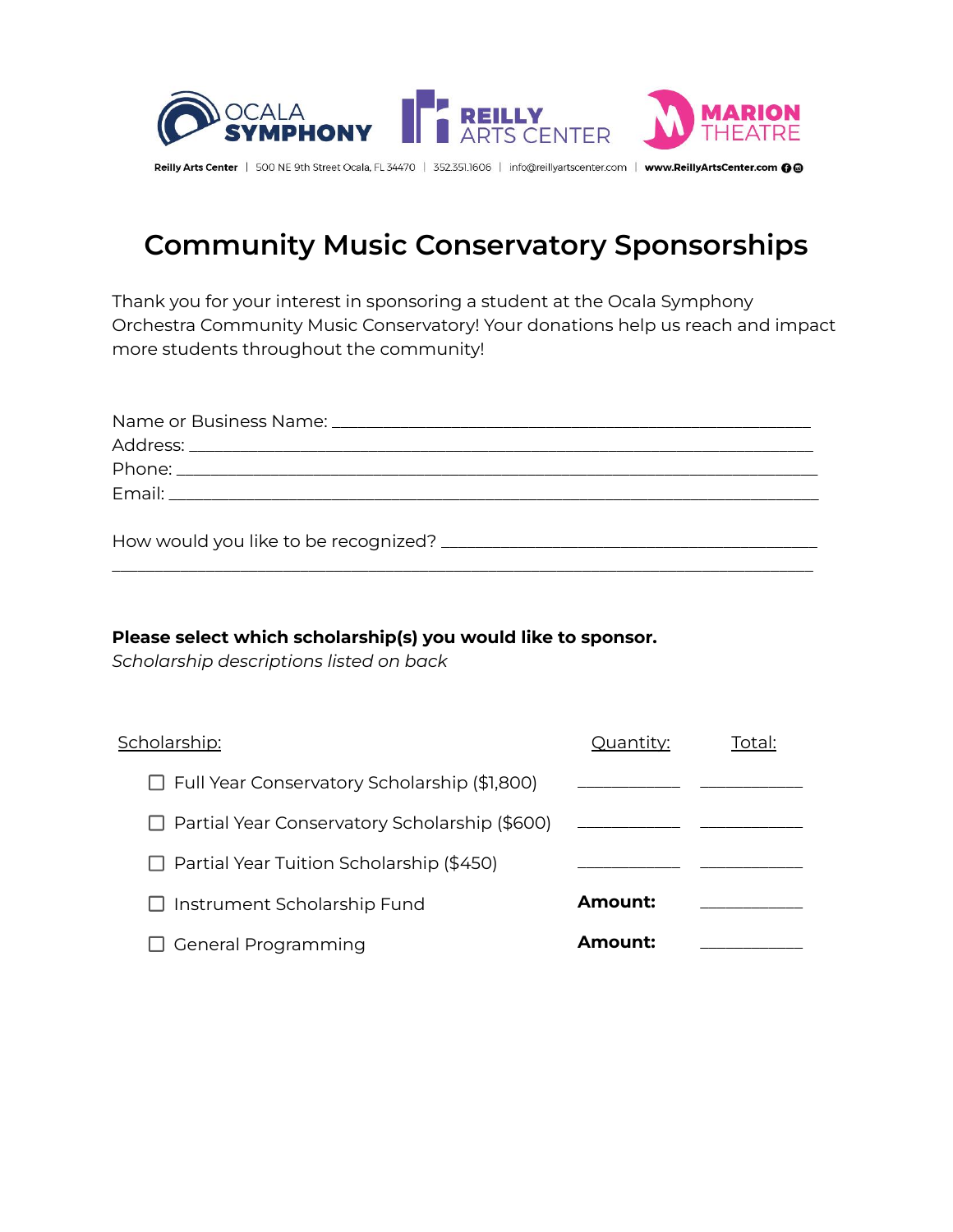OCALA SYMPHONY | REILLY ARTS CENTER | MARION THEATRE

**Reilly Arts Center** | 500 NE 9th Street Ocala, FL 34470 | 352.351.1606 | info@reillyartscenter.com | **www.ReillyArtsCenter.com**

# Community Music Conservatory Sponsorships

Thank you for your interest in sponsoring a student at the Ocala Symphony Orchestra Community Music Conservatory! Your donations help us reach and impact more students throughout the community!

Name or Business Name: ____________________________________________________
Address: ________________________________________________________________
Phone: _________________________________________________________________
Email: __________________________________________________________________

How would you like to be recognized? ______________________________________
________________________________________________________________________

**Please select which scholarship(s) you would like to sponsor.**
*Scholarship descriptions listed on back*

| Scholarship: | Quantity: | Total: |
|---|---|---|
| ☐ Full Year Conservatory Scholarship ($1,800) | ________ | ________ |
| ☐ Partial Year Conservatory Scholarship ($600) | ________ | ________ |
| ☐ Partial Year Tuition Scholarship ($450) | ________ | ________ |
| ☐ Instrument Scholarship Fund | **Amount:** | ________ |
| ☐ General Programming | **Amount:** | ________ |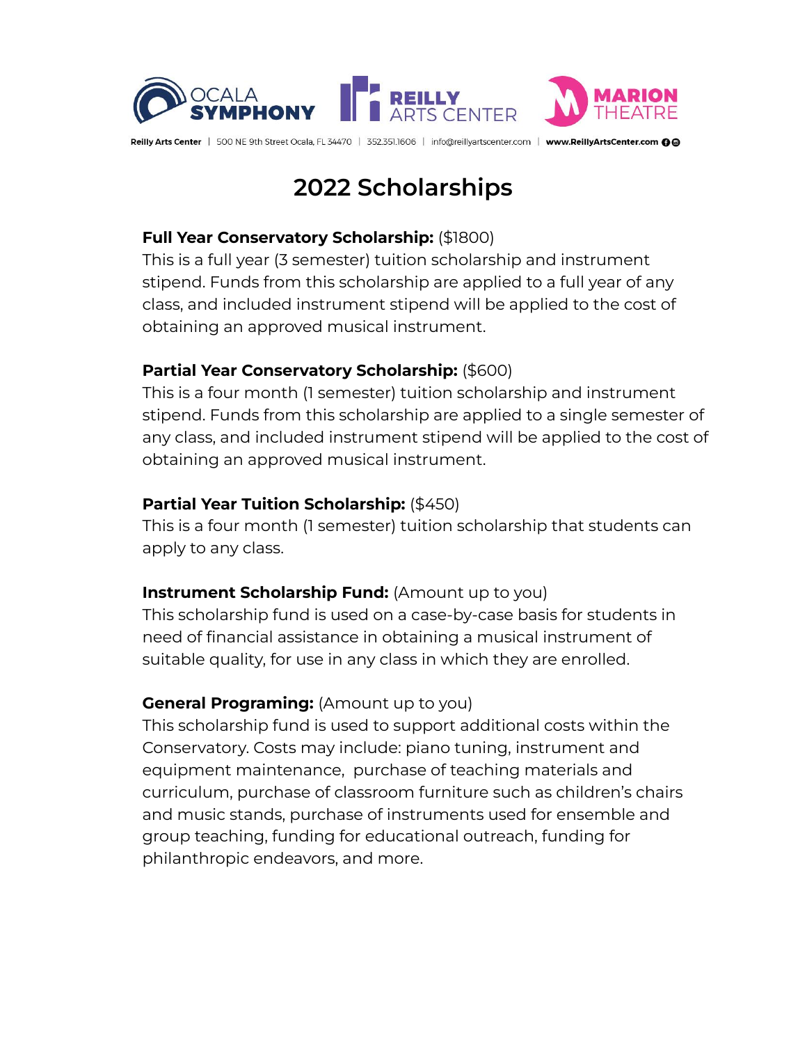# 2022 Scholarships

**Full Year Conservatory Scholarship:** ($1800)
This is a full year (3 semester) tuition scholarship and instrument stipend. Funds from this scholarship are applied to a full year of any class, and included instrument stipend will be applied to the cost of obtaining an approved musical instrument.

**Partial Year Conservatory Scholarship:** ($600)
This is a four month (1 semester) tuition scholarship and instrument stipend. Funds from this scholarship are applied to a single semester of any class, and included instrument stipend will be applied to the cost of obtaining an approved musical instrument.

**Partial Year Tuition Scholarship:** ($450)
This is a four month (1 semester) tuition scholarship that students can apply to any class.

**Instrument Scholarship Fund:** (Amount up to you)
This scholarship fund is used on a case-by-case basis for students in need of financial assistance in obtaining a musical instrument of suitable quality, for use in any class in which they are enrolled.

**General Programing:** (Amount up to you)
This scholarship fund is used to support additional costs within the Conservatory. Costs may include: piano tuning, instrument and equipment maintenance, purchase of teaching materials and curriculum, purchase of classroom furniture such as children's chairs and music stands, purchase of instruments used for ensemble and group teaching, funding for educational outreach, funding for philanthropic endeavors, and more.